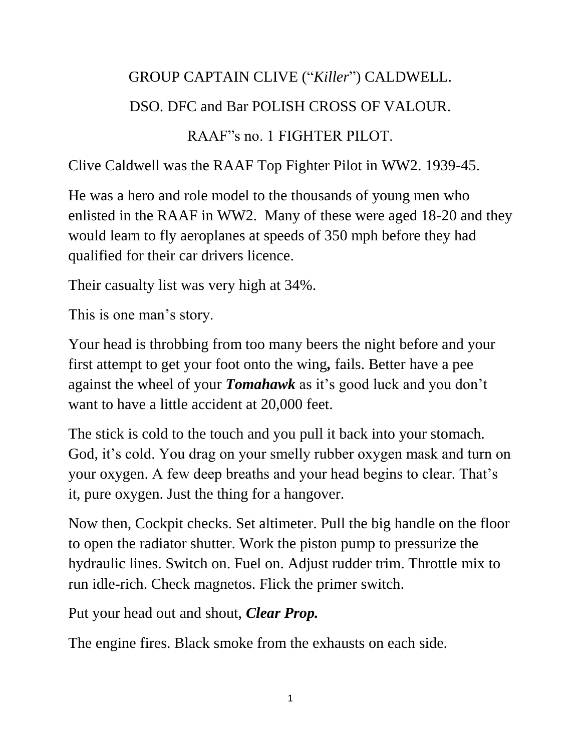# GROUP CAPTAIN CLIVE ("*Killer*") CALDWELL.

## DSO. DFC and Bar POLISH CROSS OF VALOUR.

## RAAF"s no. 1 FIGHTER PILOT.

Clive Caldwell was the RAAF Top Fighter Pilot in WW2. 1939-45.

He was a hero and role model to the thousands of young men who enlisted in the RAAF in WW2. Many of these were aged 18-20 and they would learn to fly aeroplanes at speeds of 350 mph before they had qualified for their car drivers licence.

Their casualty list was very high at 34%.

This is one man's story.

Your head is throbbing from too many beers the night before and your first attempt to get your foot onto the wing**,** fails. Better have a pee against the wheel of your ***Tomahawk*** as it's good luck and you don't want to have a little accident at 20,000 feet.

The stick is cold to the touch and you pull it back into your stomach. God, it's cold. You drag on your smelly rubber oxygen mask and turn on your oxygen. A few deep breaths and your head begins to clear. That's it, pure oxygen. Just the thing for a hangover.

Now then, Cockpit checks. Set altimeter. Pull the big handle on the floor to open the radiator shutter. Work the piston pump to pressurize the hydraulic lines. Switch on. Fuel on. Adjust rudder trim. Throttle mix to run idle-rich. Check magnetos. Flick the primer switch.

Put your head out and shout, ***Clear Prop.***

The engine fires. Black smoke from the exhausts on each side.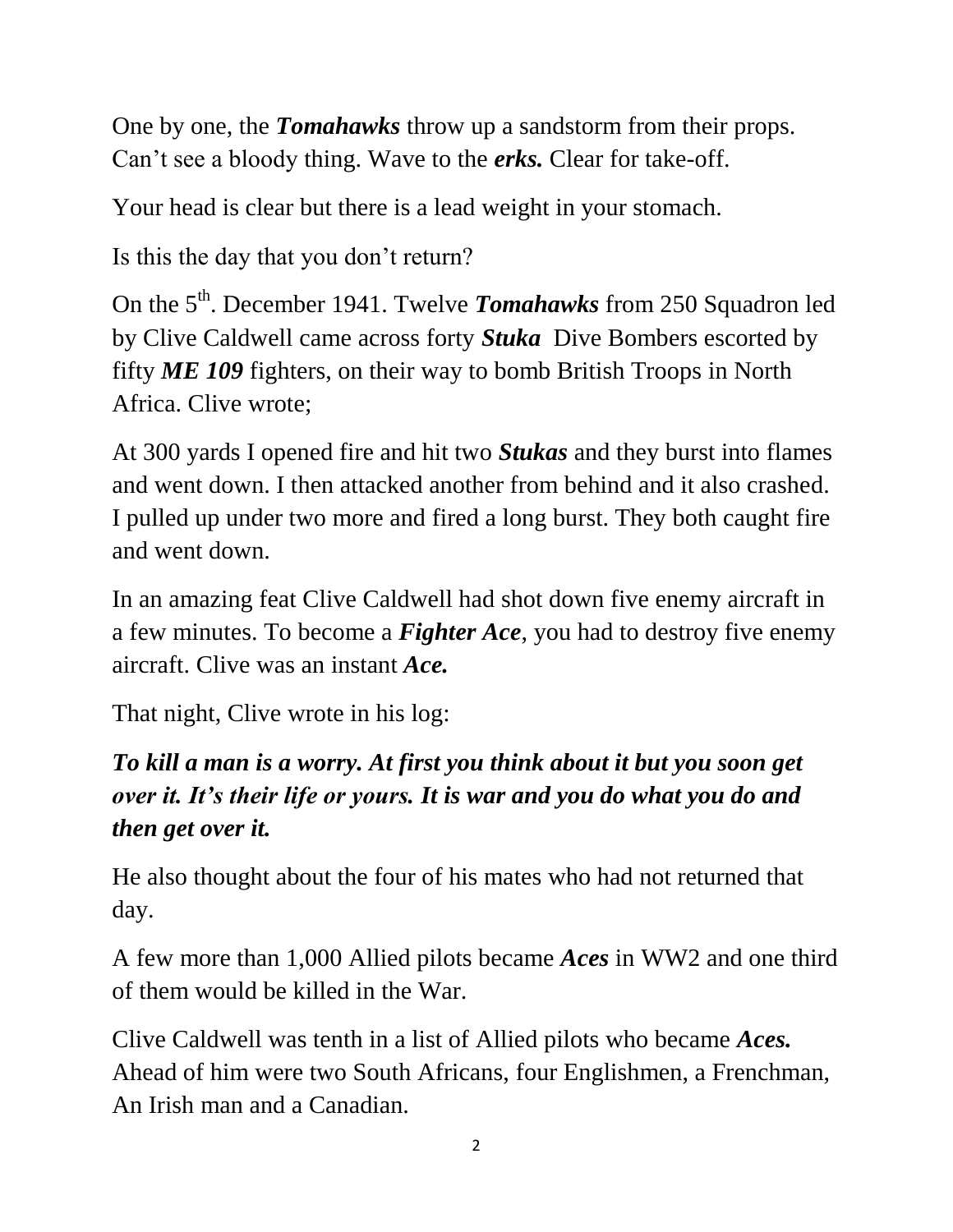One by one, the ***Tomahawks*** throw up a sandstorm from their props. Can't see a bloody thing. Wave to the ***erks.*** Clear for take-off.

Your head is clear but there is a lead weight in your stomach.

Is this the day that you don't return?

On the 5th. December 1941. Twelve ***Tomahawks*** from 250 Squadron led by Clive Caldwell came across forty ***Stuka*** Dive Bombers escorted by fifty ***ME 109*** fighters, on their way to bomb British Troops in North Africa. Clive wrote;

At 300 yards I opened fire and hit two ***Stukas*** and they burst into flames and went down. I then attacked another from behind and it also crashed. I pulled up under two more and fired a long burst. They both caught fire and went down.

In an amazing feat Clive Caldwell had shot down five enemy aircraft in a few minutes. To become a ***Fighter Ace***, you had to destroy five enemy aircraft. Clive was an instant ***Ace.***

That night, Clive wrote in his log:

***To kill a man is a worry. At first you think about it but you soon get over it. It's their life or yours. It is war and you do what you do and then get over it.***

He also thought about the four of his mates who had not returned that day.

A few more than 1,000 Allied pilots became ***Aces*** in WW2 and one third of them would be killed in the War.

Clive Caldwell was tenth in a list of Allied pilots who became ***Aces.*** Ahead of him were two South Africans, four Englishmen, a Frenchman, An Irish man and a Canadian.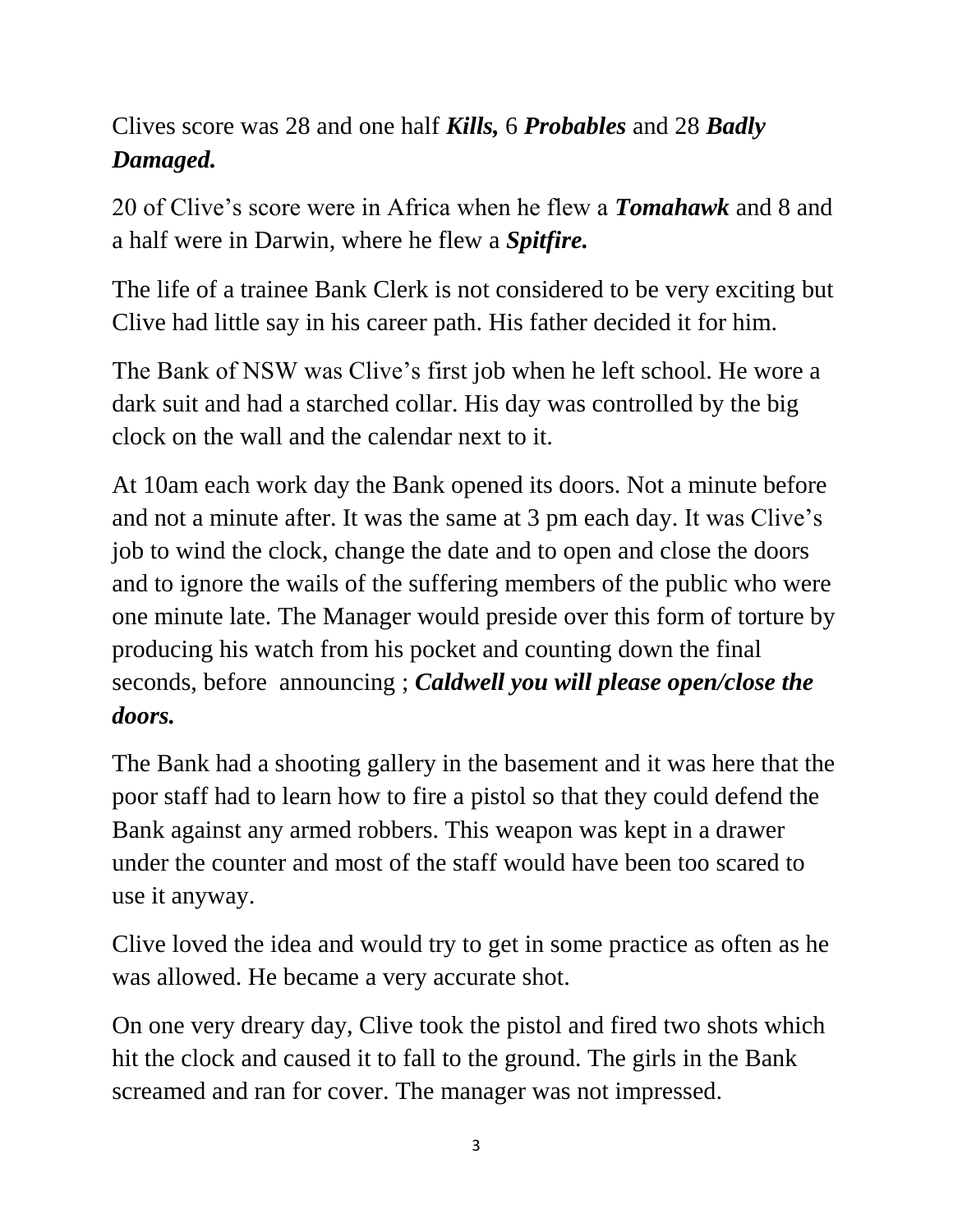Clives score was 28 and one half ***Kills,*** 6 ***Probables*** and 28 ***Badly Damaged.***

20 of Clive's score were in Africa when he flew a ***Tomahawk*** and 8 and a half were in Darwin, where he flew a ***Spitfire.***

The life of a trainee Bank Clerk is not considered to be very exciting but Clive had little say in his career path. His father decided it for him.

The Bank of NSW was Clive's first job when he left school. He wore a dark suit and had a starched collar. His day was controlled by the big clock on the wall and the calendar next to it.

At 10am each work day the Bank opened its doors. Not a minute before and not a minute after. It was the same at 3 pm each day. It was Clive's job to wind the clock, change the date and to open and close the doors and to ignore the wails of the suffering members of the public who were one minute late. The Manager would preside over this form of torture by producing his watch from his pocket and counting down the final seconds, before announcing ; ***Caldwell you will please open/close the doors.***

The Bank had a shooting gallery in the basement and it was here that the poor staff had to learn how to fire a pistol so that they could defend the Bank against any armed robbers. This weapon was kept in a drawer under the counter and most of the staff would have been too scared to use it anyway.

Clive loved the idea and would try to get in some practice as often as he was allowed. He became a very accurate shot.

On one very dreary day, Clive took the pistol and fired two shots which hit the clock and caused it to fall to the ground. The girls in the Bank screamed and ran for cover. The manager was not impressed.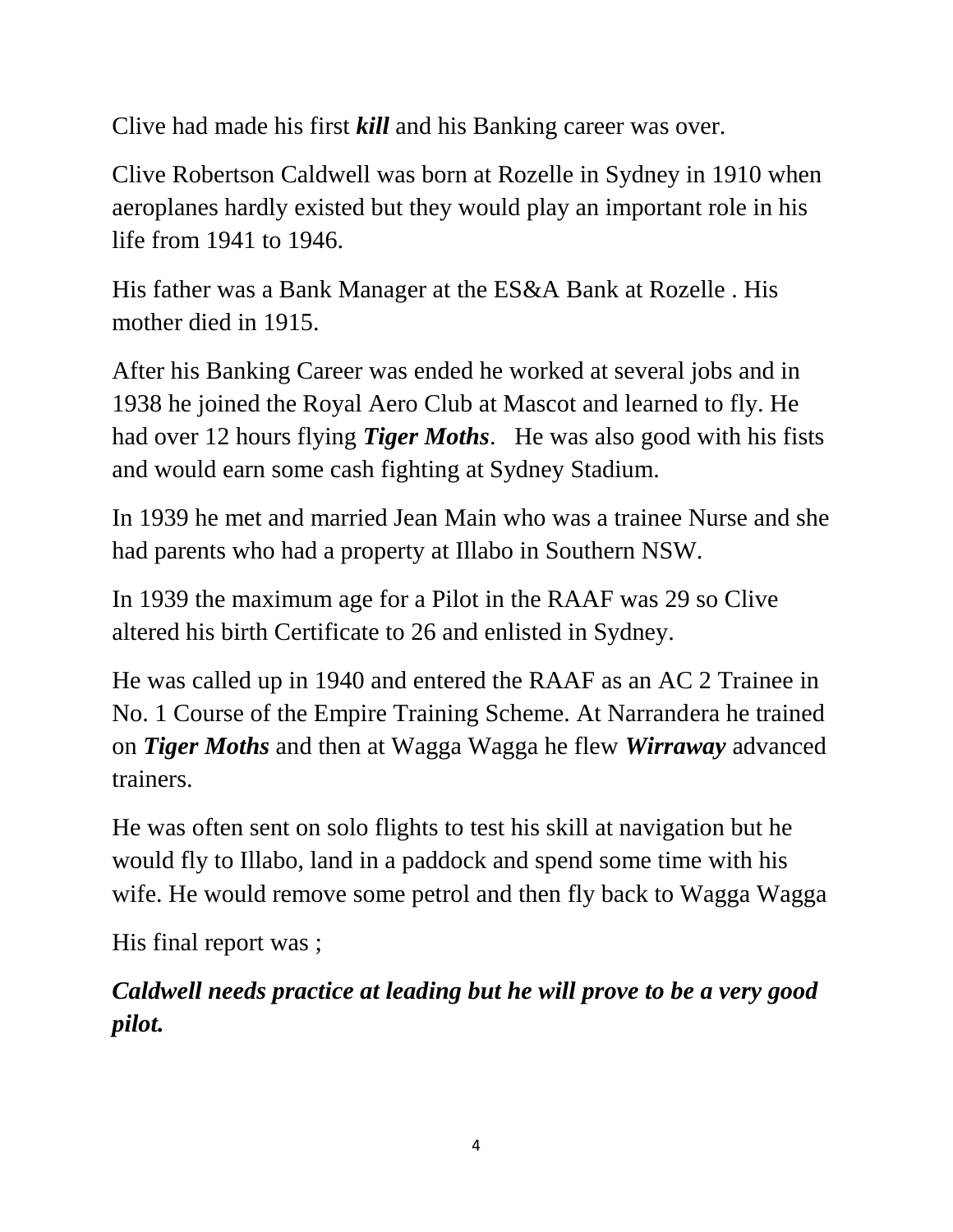Clive had made his first ***kill*** and his Banking career was over.

Clive Robertson Caldwell was born at Rozelle in Sydney in 1910 when aeroplanes hardly existed but they would play an important role in his life from 1941 to 1946.

His father was a Bank Manager at the ES&A Bank at Rozelle . His mother died in 1915.

After his Banking Career was ended he worked at several jobs and in 1938 he joined the Royal Aero Club at Mascot and learned to fly. He had over 12 hours flying ***Tiger Moths***.   He was also good with his fists and would earn some cash fighting at Sydney Stadium.

In 1939 he met and married Jean Main who was a trainee Nurse and she had parents who had a property at Illabo in Southern NSW.

In 1939 the maximum age for a Pilot in the RAAF was 29 so Clive altered his birth Certificate to 26 and enlisted in Sydney.

He was called up in 1940 and entered the RAAF as an AC 2 Trainee in No. 1 Course of the Empire Training Scheme. At Narrandera he trained on ***Tiger Moths*** and then at Wagga Wagga he flew ***Wirraway*** advanced trainers.

He was often sent on solo flights to test his skill at navigation but he would fly to Illabo, land in a paddock and spend some time with his wife. He would remove some petrol and then fly back to Wagga Wagga

His final report was ;

***Caldwell needs practice at leading but he will prove to be a very good pilot.***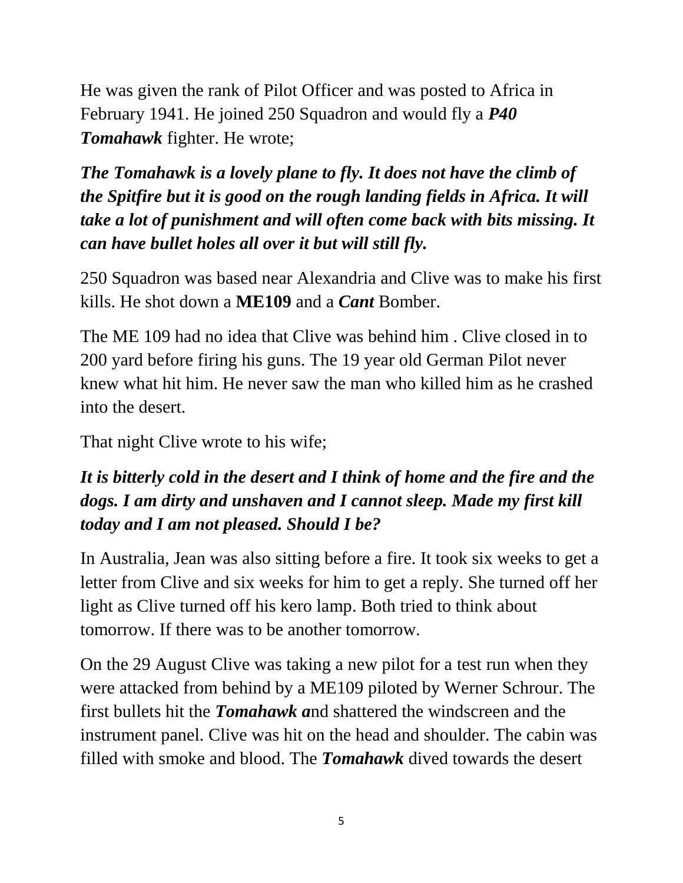He was given the rank of Pilot Officer and was posted to Africa in February 1941. He joined 250 Squadron and would fly a ***P40 Tomahawk*** fighter. He wrote;

***The Tomahawk is a lovely plane to fly. It does not have the climb of the Spitfire but it is good on the rough landing fields in Africa. It will take a lot of punishment and will often come back with bits missing. It can have bullet holes all over it but will still fly.***

250 Squadron was based near Alexandria and Clive was to make his first kills. He shot down a **ME109** and a ***Cant*** Bomber.

The ME 109 had no idea that Clive was behind him . Clive closed in to 200 yard before firing his guns. The 19 year old German Pilot never knew what hit him. He never saw the man who killed him as he crashed into the desert.

That night Clive wrote to his wife;

***It is bitterly cold in the desert and I think of home and the fire and the dogs. I am dirty and unshaven and I cannot sleep. Made my first kill today and I am not pleased. Should I be?***

In Australia, Jean was also sitting before a fire. It took six weeks to get a letter from Clive and six weeks for him to get a reply. She turned off her light as Clive turned off his kero lamp. Both tried to think about tomorrow. If there was to be another tomorrow.

On the 29 August Clive was taking a new pilot for a test run when they were attacked from behind by a ME109 piloted by Werner Schrour. The first bullets hit the ***Tomahawk a***nd shattered the windscreen and the instrument panel. Clive was hit on the head and shoulder. The cabin was filled with smoke and blood. The ***Tomahawk*** dived towards the desert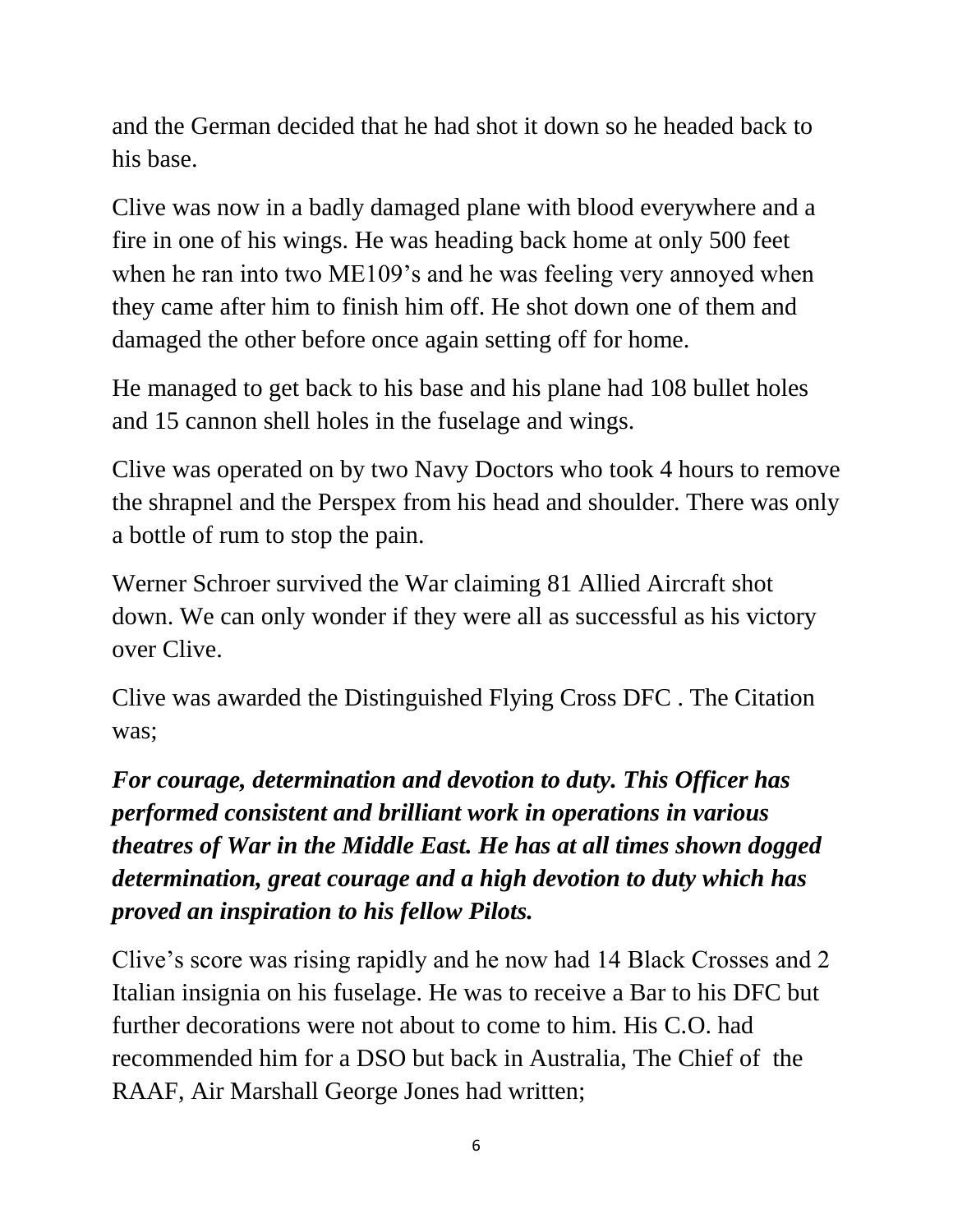and the German decided that he had shot it down so he headed back to his base.

Clive was now in a badly damaged plane with blood everywhere and a fire in one of his wings. He was heading back home at only 500 feet when he ran into two ME109's and he was feeling very annoyed when they came after him to finish him off. He shot down one of them and damaged the other before once again setting off for home.

He managed to get back to his base and his plane had 108 bullet holes and 15 cannon shell holes in the fuselage and wings.

Clive was operated on by two Navy Doctors who took 4 hours to remove the shrapnel and the Perspex from his head and shoulder. There was only a bottle of rum to stop the pain.

Werner Schroer survived the War claiming 81 Allied Aircraft shot down. We can only wonder if they were all as successful as his victory over Clive.

Clive was awarded the Distinguished Flying Cross DFC . The Citation was;

***For courage, determination and devotion to duty. This Officer has performed consistent and brilliant work in operations in various theatres of War in the Middle East. He has at all times shown dogged determination, great courage and a high devotion to duty which has proved an inspiration to his fellow Pilots.***

Clive's score was rising rapidly and he now had 14 Black Crosses and 2 Italian insignia on his fuselage. He was to receive a Bar to his DFC but further decorations were not about to come to him. His C.O. had recommended him for a DSO but back in Australia, The Chief of the RAAF, Air Marshall George Jones had written;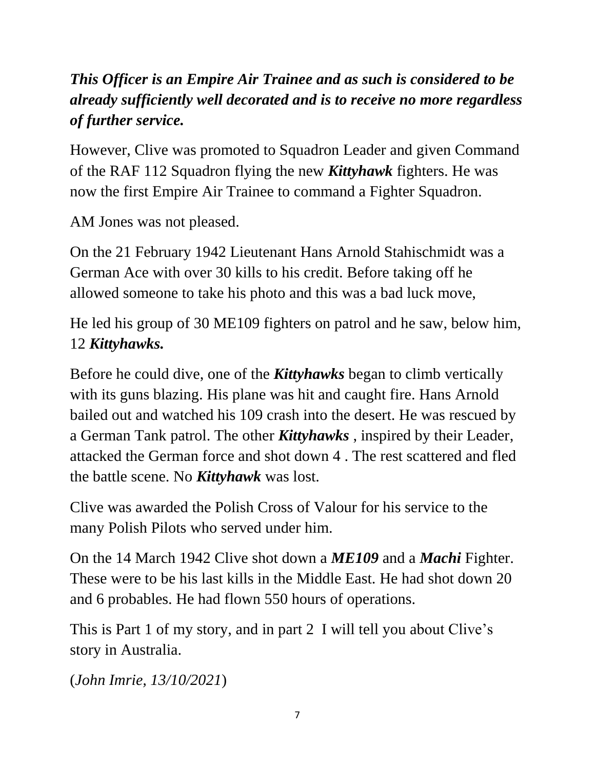***This Officer is an Empire Air Trainee and as such is considered to be already sufficiently well decorated and is to receive no more regardless of further service.***

However, Clive was promoted to Squadron Leader and given Command of the RAF 112 Squadron flying the new ***Kittyhawk*** fighters. He was now the first Empire Air Trainee to command a Fighter Squadron.

AM Jones was not pleased.

On the 21 February 1942 Lieutenant Hans Arnold Stahischmidt was a German Ace with over 30 kills to his credit. Before taking off he allowed someone to take his photo and this was a bad luck move,

He led his group of 30 ME109 fighters on patrol and he saw, below him, 12 ***Kittyhawks.***

Before he could dive, one of the ***Kittyhawks*** began to climb vertically with its guns blazing. His plane was hit and caught fire. Hans Arnold bailed out and watched his 109 crash into the desert. He was rescued by a German Tank patrol. The other ***Kittyhawks*** , inspired by their Leader, attacked the German force and shot down 4 . The rest scattered and fled the battle scene. No ***Kittyhawk*** was lost.

Clive was awarded the Polish Cross of Valour for his service to the many Polish Pilots who served under him.

On the 14 March 1942 Clive shot down a ***ME109*** and a ***Machi*** Fighter. These were to be his last kills in the Middle East. He had shot down 20 and 6 probables. He had flown 550 hours of operations.

This is Part 1 of my story, and in part 2 I will tell you about Clive's story in Australia.

(*John Imrie, 13/10/2021*)